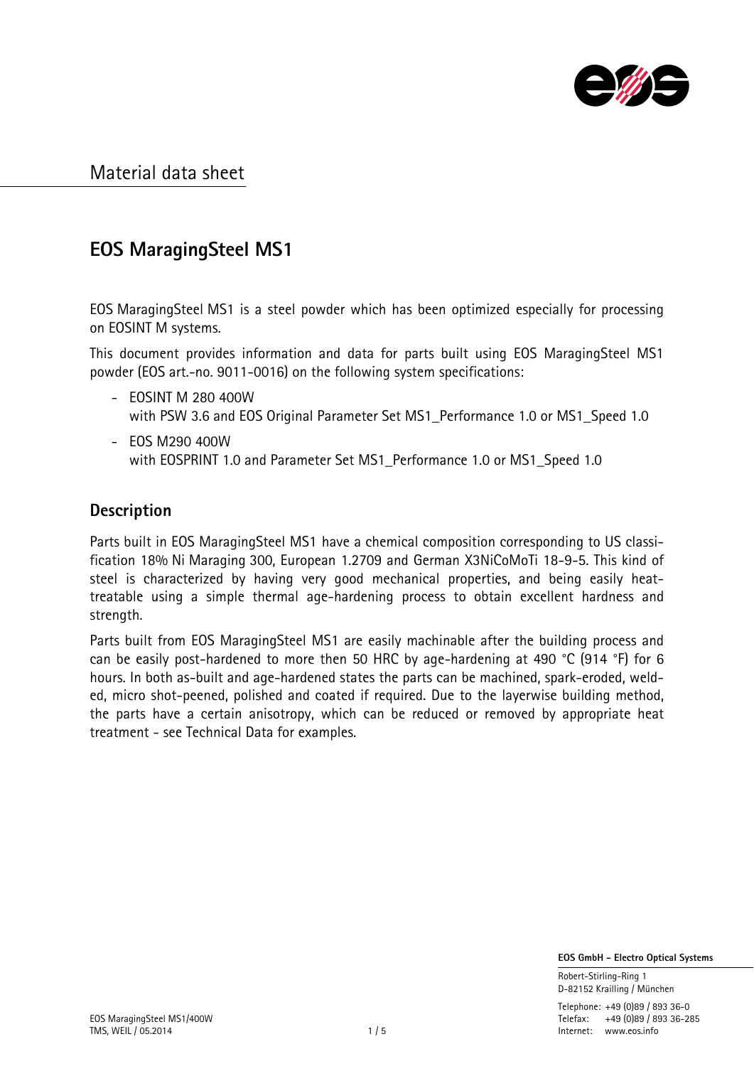# Material data sheet

## EOS MaragingSteel MS1

EOS MaragingSteel MS1 is a steel powder which has been optimized especially for processing on EOSINT M systems.

This document provides information and data for parts built using EOS MaragingSteel MS1 powder (EOS art.-no. 9011-0016) on the following system specifications:

- EOSINT M 280 400W
  with PSW 3.6 and EOS Original Parameter Set MS1_Performance 1.0 or MS1_Speed 1.0
- EOS M290 400W
  with EOSPRINT 1.0 and Parameter Set MS1_Performance 1.0 or MS1_Speed 1.0

### Description

Parts built in EOS MaragingSteel MS1 have a chemical composition corresponding to US classification 18% Ni Maraging 300, European 1.2709 and German X3NiCoMoTi 18-9-5. This kind of steel is characterized by having very good mechanical properties, and being easily heat-treatable using a simple thermal age-hardening process to obtain excellent hardness and strength.

Parts built from EOS MaragingSteel MS1 are easily machinable after the building process and can be easily post-hardened to more then 50 HRC by age-hardening at 490 °C (914 °F) for 6 hours. In both as-built and age-hardened states the parts can be machined, spark-eroded, welded, micro shot-peened, polished and coated if required. Due to the layerwise building method, the parts have a certain anisotropy, which can be reduced or removed by appropriate heat treatment - see Technical Data for examples.

**EOS GmbH - Electro Optical Systems**

Robert-Stirling-Ring 1
D-82152 Krailling / München

Telephone: +49 (0)89 / 893 36-0
Telefax: +49 (0)89 / 893 36-285
Internet: www.eos.info

EOS MaragingSteel MS1/400W
TMS, WEIL / 05.2014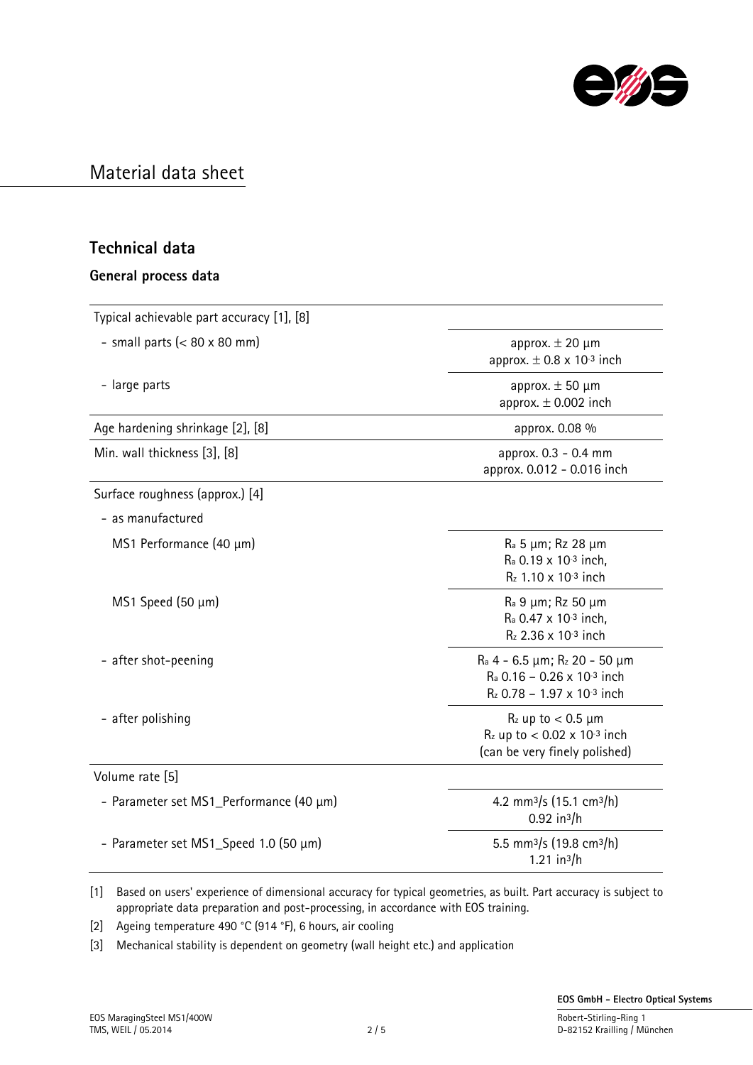# Material data sheet

## Technical data

### General process data

| | |
|---|---|
| Typical achievable part accuracy [1], [8] | |
| - small parts (< 80 x 80 mm) | approx. ± 20 µm<br>approx. ± 0.8 x $10^{-3}$ inch |
| - large parts | approx. ± 50 µm<br>approx. ± 0.002 inch |
| Age hardening shrinkage [2], [8] | approx. 0.08 % |
| Min. wall thickness [3], [8] | approx. 0.3 - 0.4 mm<br>approx. 0.012 - 0.016 inch |
| Surface roughness (approx.) [4] | |
| - as manufactured | |
| MS1 Performance (40 µm) | $R_a$ 5 µm; Rz 28 µm<br>$R_a$ 0.19 x $10^{-3}$ inch,<br>$R_z$ 1.10 x $10^{-3}$ inch |
| MS1 Speed (50 µm) | $R_a$ 9 µm; Rz 50 µm<br>$R_a$ 0.47 x $10^{-3}$ inch,<br>$R_z$ 2.36 x $10^{-3}$ inch |
| - after shot-peening | $R_a$ 4 - 6.5 µm; $R_z$ 20 - 50 µm<br>$R_a$ 0.16 – 0.26 x $10^{-3}$ inch<br>$R_z$ 0.78 – 1.97 x $10^{-3}$ inch |
| - after polishing | $R_z$ up to < 0.5 µm<br>$R_z$ up to < 0.02 x $10^{-3}$ inch<br>(can be very finely polished) |
| Volume rate [5] | |
| - Parameter set MS1_Performance (40 µm) | 4.2 mm³/s (15.1 cm³/h)<br>0.92 in³/h |
| - Parameter set MS1_Speed 1.0 (50 µm) | 5.5 mm³/s (19.8 cm³/h)<br>1.21 in³/h |

[1] Based on users' experience of dimensional accuracy for typical geometries, as built. Part accuracy is subject to appropriate data preparation and post-processing, in accordance with EOS training.

[2] Ageing temperature 490 °C (914 °F), 6 hours, air cooling

[3] Mechanical stability is dependent on geometry (wall height etc.) and application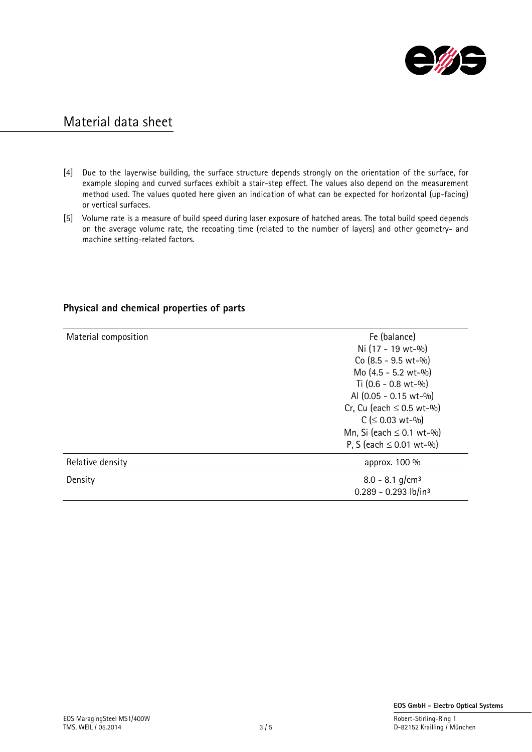# Material data sheet

[4] Due to the layerwise building, the surface structure depends strongly on the orientation of the surface, for example sloping and curved surfaces exhibit a stair-step effect. The values also depend on the measurement method used. The values quoted here given an indication of what can be expected for horizontal (up-facing) or vertical surfaces.

[5] Volume rate is a measure of build speed during laser exposure of hatched areas. The total build speed depends on the average volume rate, the recoating time (related to the number of layers) and other geometry- and machine setting-related factors.

## Physical and chemical properties of parts

| | |
|---|---|
| Material composition | Fe (balance)<br>Ni (17 - 19 wt-%)<br>Co (8.5 - 9.5 wt-%)<br>Mo (4.5 - 5.2 wt-%)<br>Ti (0.6 - 0.8 wt-%)<br>Al (0.05 - 0.15 wt-%)<br>Cr, Cu (each ≤ 0.5 wt-%)<br>C (≤ 0.03 wt-%)<br>Mn, Si (each ≤ 0.1 wt-%)<br>P, S (each ≤ 0.01 wt-%) |
| Relative density | approx. 100 % |
| Density | 8.0 - 8.1 g/cm³<br>0.289 - 0.293 lb/in³ |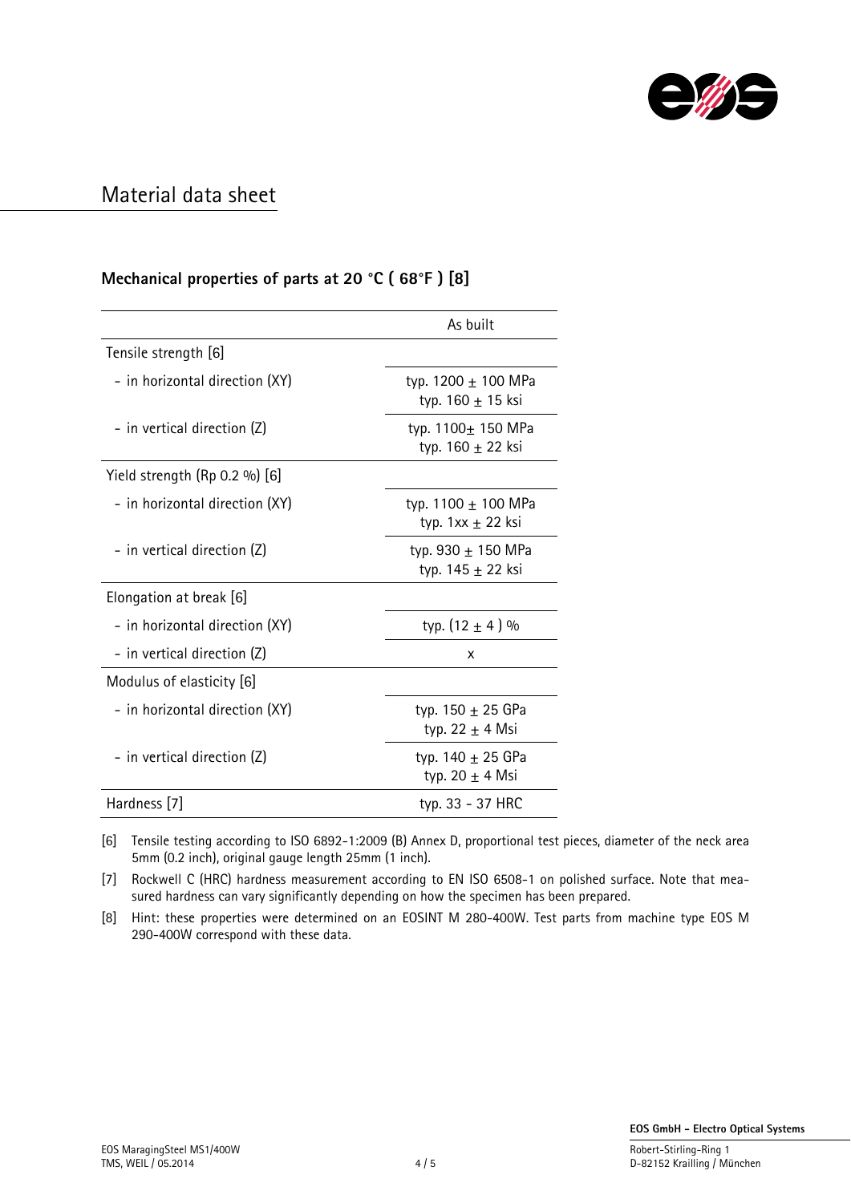# Material data sheet

## Mechanical properties of parts at 20 °C ( 68°F ) [8]

| | As built |
|---|---|
| Tensile strength [6] | |
| - in horizontal direction (XY) | typ. 1200 ± 100 MPa<br>typ. 160 ± 15 ksi |
| - in vertical direction (Z) | typ. 1100± 150 MPa<br>typ. 160 ± 22 ksi |
| Yield strength (Rp 0.2 %) [6] | |
| - in horizontal direction (XY) | typ. 1100 ± 100 MPa<br>typ. 1xx ± 22 ksi |
| - in vertical direction (Z) | typ. 930 ± 150 MPa<br>typ. 145 ± 22 ksi |
| Elongation at break [6] | |
| - in horizontal direction (XY) | typ. (12 ± 4 ) % |
| - in vertical direction (Z) | x |
| Modulus of elasticity [6] | |
| - in horizontal direction (XY) | typ. 150 ± 25 GPa<br>typ. 22 ± 4 Msi |
| - in vertical direction (Z) | typ. 140 ± 25 GPa<br>typ. 20 ± 4 Msi |
| Hardness [7] | typ. 33 - 37 HRC |

[6] Tensile testing according to ISO 6892-1:2009 (B) Annex D, proportional test pieces, diameter of the neck area 5mm (0.2 inch), original gauge length 25mm (1 inch).

[7] Rockwell C (HRC) hardness measurement according to EN ISO 6508-1 on polished surface. Note that measured hardness can vary significantly depending on how the specimen has been prepared.

[8] Hint: these properties were determined on an EOSINT M 280-400W. Test parts from machine type EOS M 290-400W correspond with these data.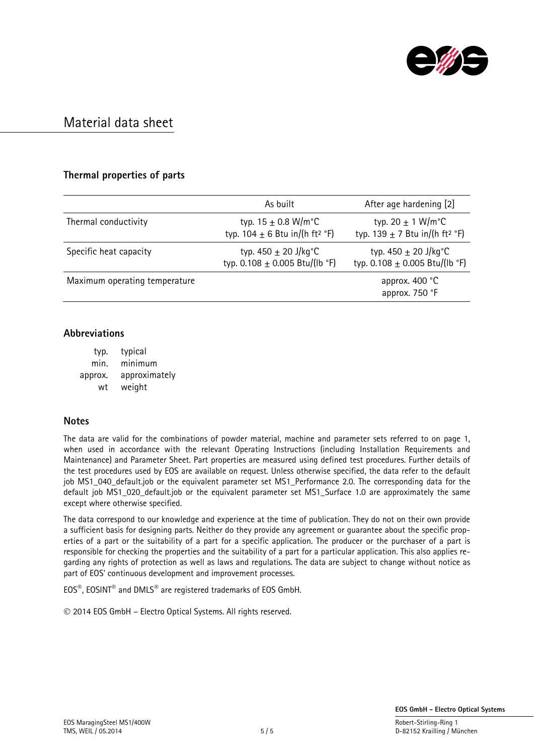# Material data sheet

## Thermal properties of parts

| | As built | After age hardening [2] |
|---|---|---|
| Thermal conductivity | typ. 15 ± 0.8 W/m°C<br>typ. 104 ± 6 Btu in/(h ft² °F) | typ. 20 ± 1 W/m°C<br>typ. 139 ± 7 Btu in/(h ft² °F) |
| Specific heat capacity | typ. 450 ± 20 J/kg°C<br>typ. 0.108 ± 0.005 Btu/(lb °F) | typ. 450 ± 20 J/kg°C<br>typ. 0.108 ± 0.005 Btu/(lb °F) |
| Maximum operating temperature | | approx. 400 °C<br>approx. 750 °F |

## Abbreviations

| | |
|---|---|
| typ. | typical |
| min. | minimum |
| approx. | approximately |
| wt | weight |

## Notes

The data are valid for the combinations of powder material, machine and parameter sets referred to on page 1, when used in accordance with the relevant Operating Instructions (including Installation Requirements and Maintenance) and Parameter Sheet. Part properties are measured using defined test procedures. Further details of the test procedures used by EOS are available on request. Unless otherwise specified, the data refer to the default job MS1_040_default.job or the equivalent parameter set MS1_Performance 2.0. The corresponding data for the default job MS1_020_default.job or the equivalent parameter set MS1_Surface 1.0 are approximately the same except where otherwise specified.

The data correspond to our knowledge and experience at the time of publication. They do not on their own provide a sufficient basis for designing parts. Neither do they provide any agreement or guarantee about the specific properties of a part or the suitability of a part for a specific application. The producer or the purchaser of a part is responsible for checking the properties and the suitability of a part for a particular application. This also applies regarding any rights of protection as well as laws and regulations. The data are subject to change without notice as part of EOS' continuous development and improvement processes.

EOS®, EOSINT® and DMLS® are registered trademarks of EOS GmbH.

© 2014 EOS GmbH – Electro Optical Systems. All rights reserved.

EOS MaragingSteel MS1/400W
TMS, WEIL / 05.2014

**EOS GmbH - Electro Optical Systems**
Robert-Stirling-Ring 1
D-82152 Krailling / München